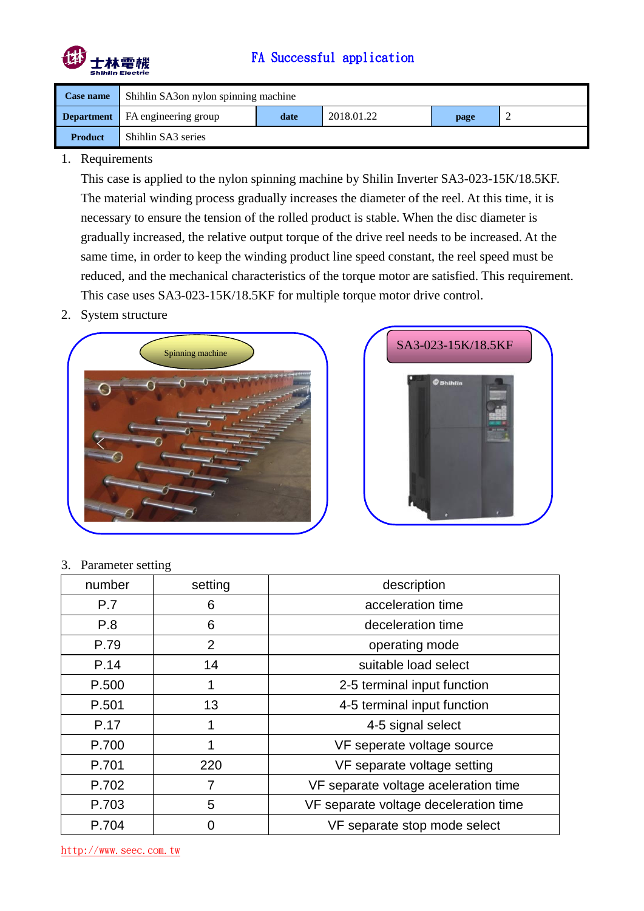FA Successful application

| Case name | Shihlin SA3on nylon spinning machine | | | | |
|---|---|---|---|---|---|
| Department | FA engineering group | date | 2018.01.22 | page | 2 |
| Product | Shihlin SA3 series | | | | |

1. Requirements

   This case is applied to the nylon spinning machine by Shilin Inverter SA3-023-15K/18.5KF. The material winding process gradually increases the diameter of the reel. At this time, it is necessary to ensure the tension of the rolled product is stable. When the disc diameter is gradually increased, the relative output torque of the drive reel needs to be increased. At the same time, in order to keep the winding product line speed constant, the reel speed must be reduced, and the mechanical characteristics of the torque motor are satisfied. This requirement. This case uses SA3-023-15K/18.5KF for multiple torque motor drive control.

2. System structure

   Spinning machine

   SA3-023-15K/18.5KF

3. Parameter setting

| number | setting | description |
|---|---|---|
| P.7 | 6 | acceleration time |
| P.8 | 6 | deceleration time |
| P.79 | 2 | operating mode |
| P.14 | 14 | suitable load select |
| P.500 | 1 | 2-5 terminal input function |
| P.501 | 13 | 4-5 terminal input function |
| P.17 | 1 | 4-5 signal select |
| P.700 | 1 | VF seperate voltage source |
| P.701 | 220 | VF separate voltage setting |
| P.702 | 7 | VF separate voltage aceleration time |
| P.703 | 5 | VF separate voltage deceleration time |
| P.704 | 0 | VF separate stop mode select |

http://www.seec.com.tw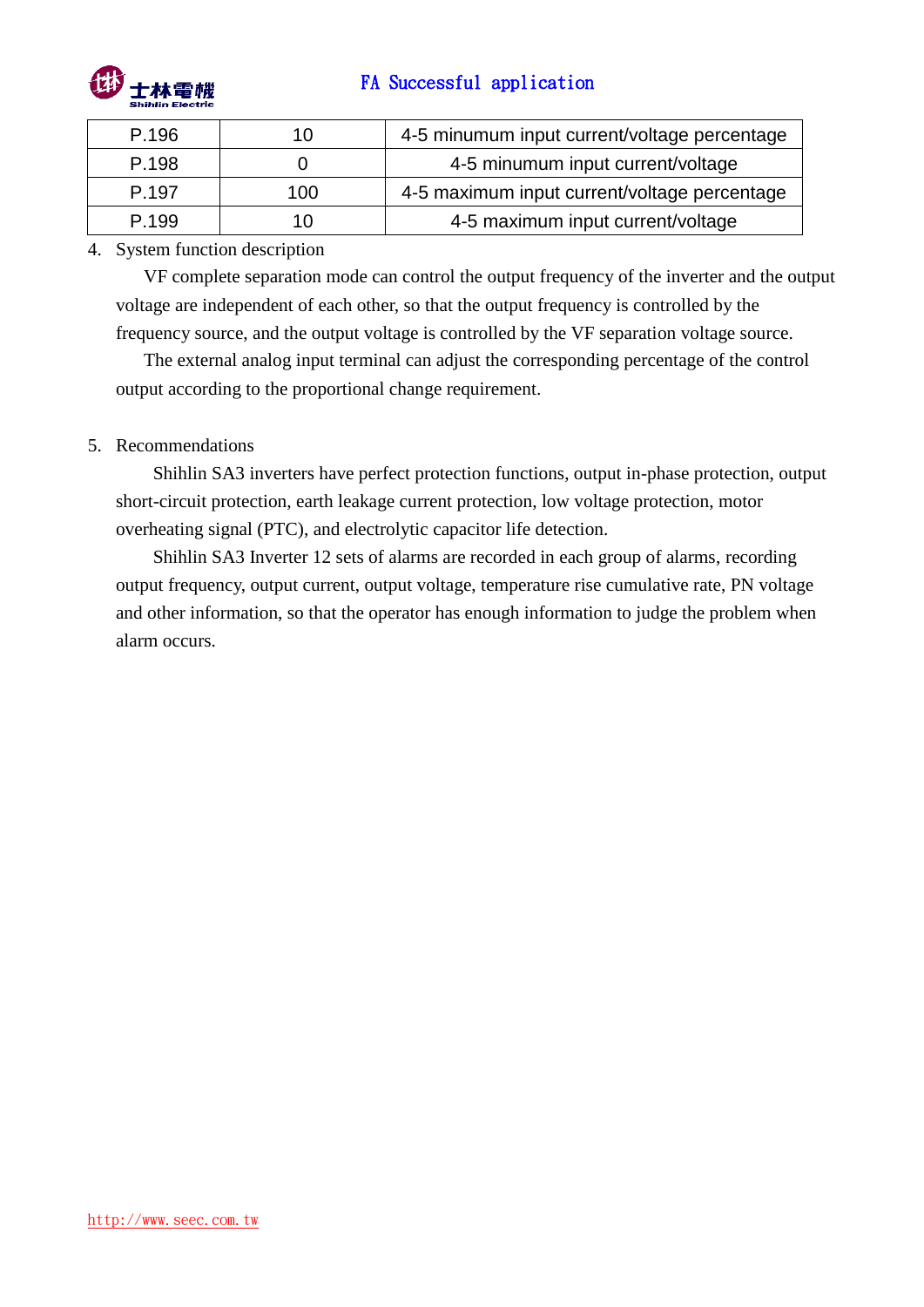| | | |
|---|---|---|
| P.196 | 10 | 4-5 minumum input current/voltage percentage |
| P.198 | 0 | 4-5 minumum input current/voltage |
| P.197 | 100 | 4-5 maximum input current/voltage percentage |
| P.199 | 10 | 4-5 maximum input current/voltage |

4. System function description

VF complete separation mode can control the output frequency of the inverter and the output voltage are independent of each other, so that the output frequency is controlled by the frequency source, and the output voltage is controlled by the VF separation voltage source.

The external analog input terminal can adjust the corresponding percentage of the control output according to the proportional change requirement.

5. Recommendations

Shihlin SA3 inverters have perfect protection functions, output in-phase protection, output short-circuit protection, earth leakage current protection, low voltage protection, motor overheating signal (PTC), and electrolytic capacitor life detection.

Shihlin SA3 Inverter 12 sets of alarms are recorded in each group of alarms, recording output frequency, output current, output voltage, temperature rise cumulative rate, PN voltage and other information, so that the operator has enough information to judge the problem when alarm occurs.